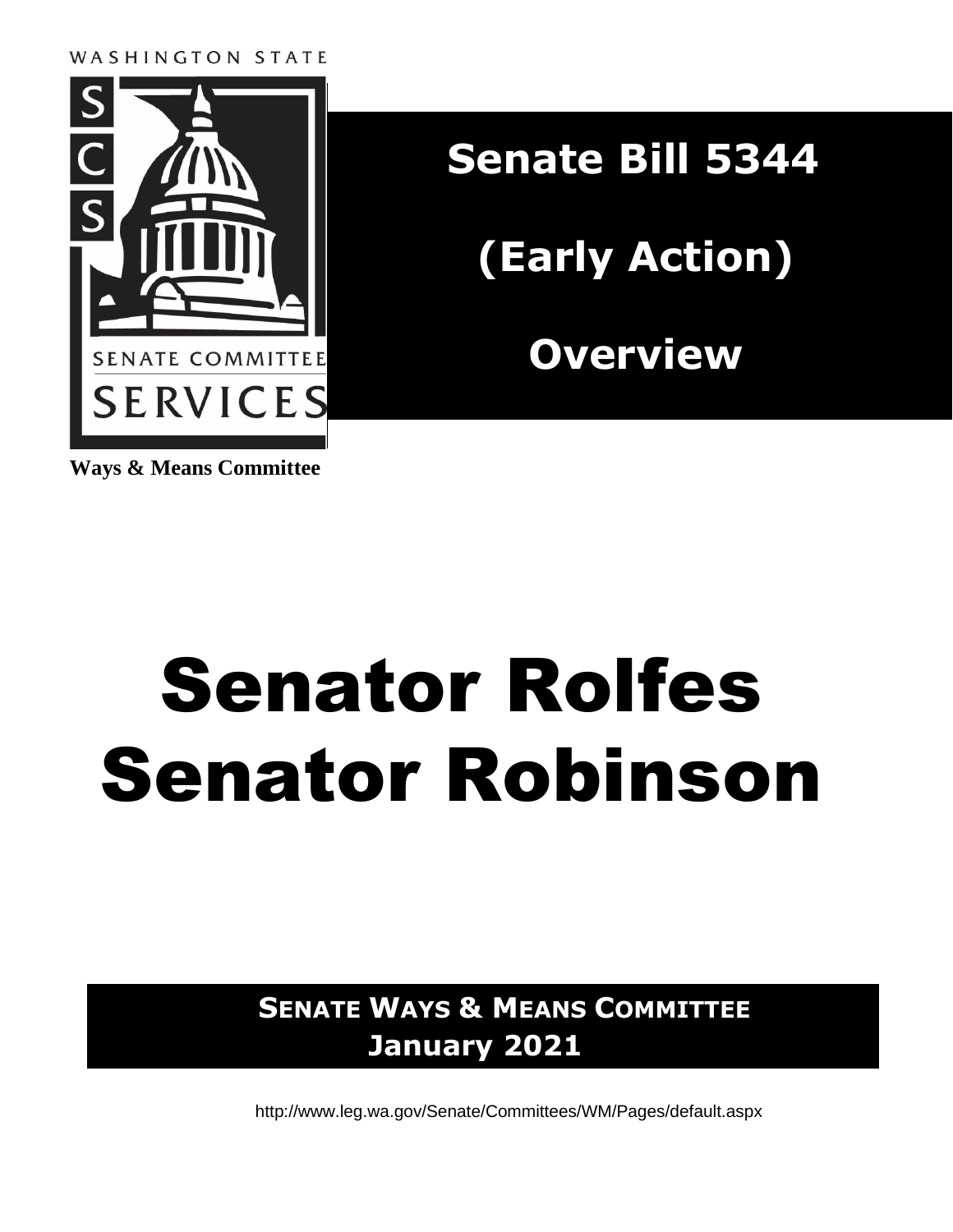WASHINGTON STATE

SENATE COMMITTEE SERVICES

# Senate Bill 5344

# (Early Action)

# Overview

**Ways & Means Committee**

# Senator Rolfes
# Senator Robinson

**SENATE WAYS & MEANS COMMITTEE**
**January 2021**

http://www.leg.wa.gov/Senate/Committees/WM/Pages/default.aspx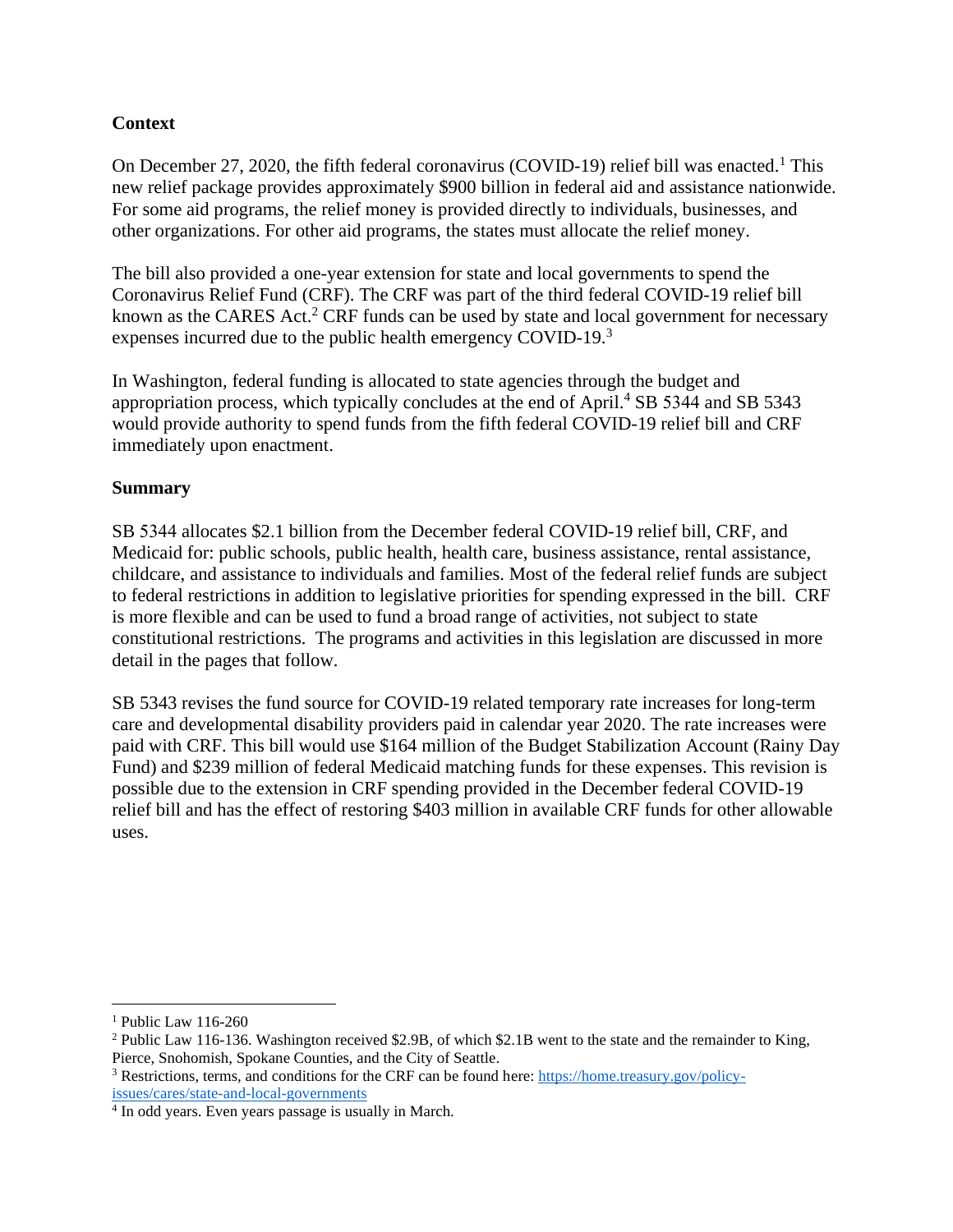**Context**

On December 27, 2020, the fifth federal coronavirus (COVID-19) relief bill was enacted.[1] This new relief package provides approximately $900 billion in federal aid and assistance nationwide. For some aid programs, the relief money is provided directly to individuals, businesses, and other organizations. For other aid programs, the states must allocate the relief money.

The bill also provided a one-year extension for state and local governments to spend the Coronavirus Relief Fund (CRF). The CRF was part of the third federal COVID-19 relief bill known as the CARES Act.[2] CRF funds can be used by state and local government for necessary expenses incurred due to the public health emergency COVID-19.[3]

In Washington, federal funding is allocated to state agencies through the budget and appropriation process, which typically concludes at the end of April.[4] SB 5344 and SB 5343 would provide authority to spend funds from the fifth federal COVID-19 relief bill and CRF immediately upon enactment.

**Summary**

SB 5344 allocates $2.1 billion from the December federal COVID-19 relief bill, CRF, and Medicaid for: public schools, public health, health care, business assistance, rental assistance, childcare, and assistance to individuals and families. Most of the federal relief funds are subject to federal restrictions in addition to legislative priorities for spending expressed in the bill. CRF is more flexible and can be used to fund a broad range of activities, not subject to state constitutional restrictions. The programs and activities in this legislation are discussed in more detail in the pages that follow.

SB 5343 revises the fund source for COVID-19 related temporary rate increases for long-term care and developmental disability providers paid in calendar year 2020. The rate increases were paid with CRF. This bill would use $164 million of the Budget Stabilization Account (Rainy Day Fund) and $239 million of federal Medicaid matching funds for these expenses. This revision is possible due to the extension in CRF spending provided in the December federal COVID-19 relief bill and has the effect of restoring $403 million in available CRF funds for other allowable uses.

---

[1] Public Law 116-260

[2] Public Law 116-136. Washington received $2.9B, of which $2.1B went to the state and the remainder to King, Pierce, Snohomish, Spokane Counties, and the City of Seattle.

[3] Restrictions, terms, and conditions for the CRF can be found here: [https://home.treasury.gov/policy-issues/cares/state-and-local-governments](https://home.treasury.gov/policy-issues/cares/state-and-local-governments)

[4] In odd years. Even years passage is usually in March.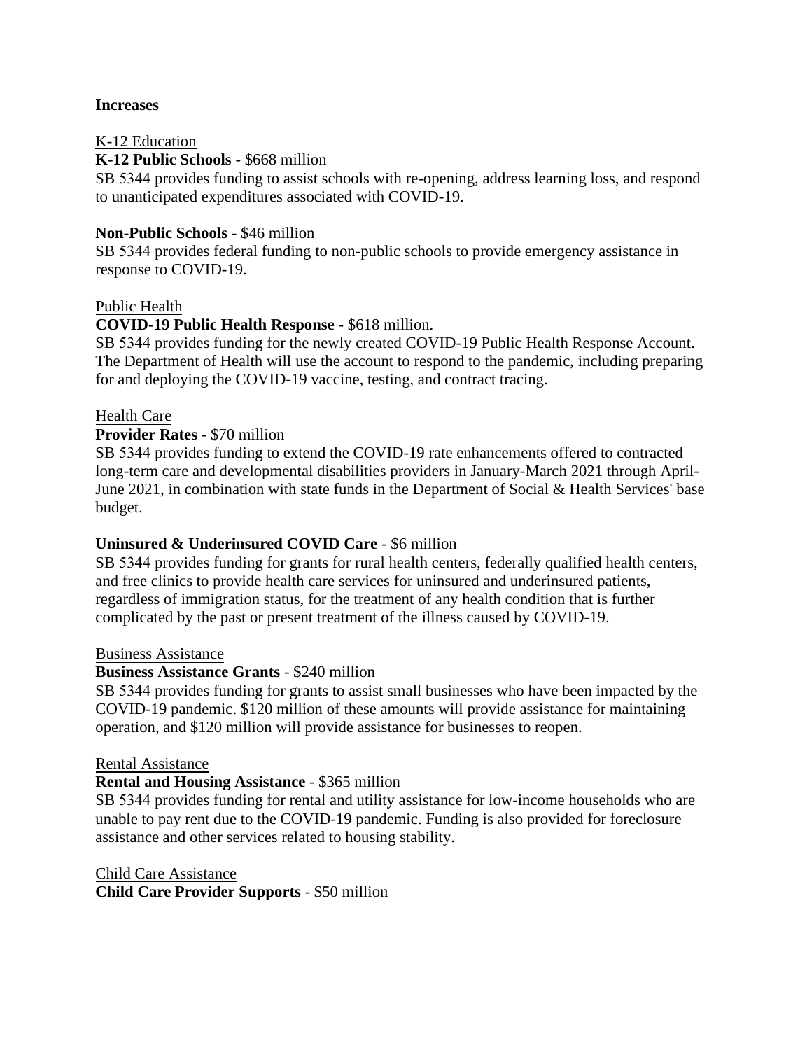**Increases**

K-12 Education

**K-12 Public Schools** - $668 million

SB 5344 provides funding to assist schools with re-opening, address learning loss, and respond to unanticipated expenditures associated with COVID-19.

**Non-Public Schools** - $46 million

SB 5344 provides federal funding to non-public schools to provide emergency assistance in response to COVID-19.

Public Health

**COVID-19 Public Health Response** - $618 million.

SB 5344 provides funding for the newly created COVID-19 Public Health Response Account. The Department of Health will use the account to respond to the pandemic, including preparing for and deploying the COVID-19 vaccine, testing, and contract tracing.

Health Care

**Provider Rates** - $70 million

SB 5344 provides funding to extend the COVID-19 rate enhancements offered to contracted long-term care and developmental disabilities providers in January-March 2021 through April-June 2021, in combination with state funds in the Department of Social & Health Services' base budget.

**Uninsured & Underinsured COVID Care** - $6 million

SB 5344 provides funding for grants for rural health centers, federally qualified health centers, and free clinics to provide health care services for uninsured and underinsured patients, regardless of immigration status, for the treatment of any health condition that is further complicated by the past or present treatment of the illness caused by COVID-19.

Business Assistance

**Business Assistance Grants** - $240 million

SB 5344 provides funding for grants to assist small businesses who have been impacted by the COVID-19 pandemic. $120 million of these amounts will provide assistance for maintaining operation, and $120 million will provide assistance for businesses to reopen.

Rental Assistance

**Rental and Housing Assistance** - $365 million

SB 5344 provides funding for rental and utility assistance for low-income households who are unable to pay rent due to the COVID-19 pandemic. Funding is also provided for foreclosure assistance and other services related to housing stability.

Child Care Assistance

**Child Care Provider Supports** - $50 million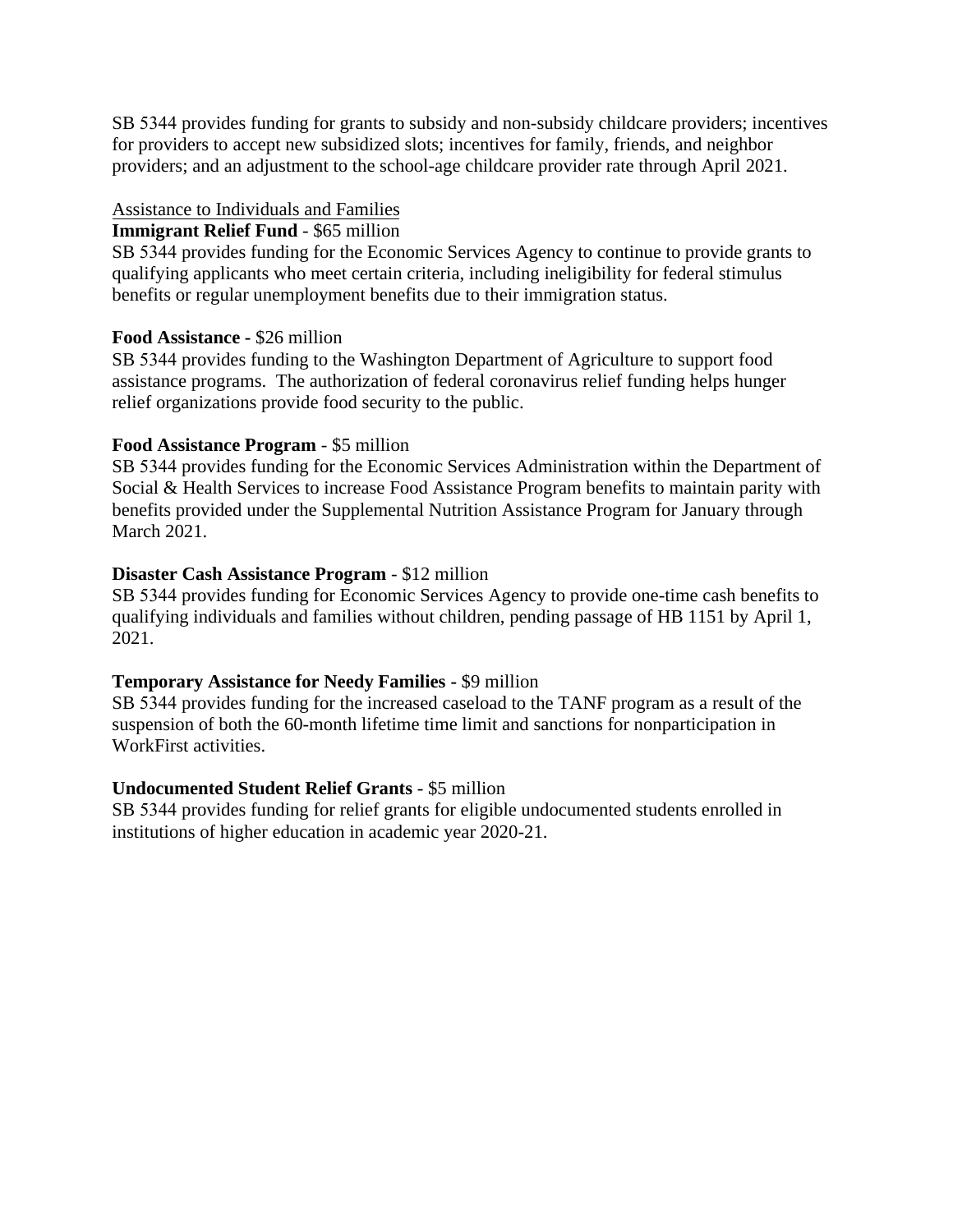SB 5344 provides funding for grants to subsidy and non-subsidy childcare providers; incentives for providers to accept new subsidized slots; incentives for family, friends, and neighbor providers; and an adjustment to the school-age childcare provider rate through April 2021.

Assistance to Individuals and Families

**Immigrant Relief Fund** - $65 million

SB 5344 provides funding for the Economic Services Agency to continue to provide grants to qualifying applicants who meet certain criteria, including ineligibility for federal stimulus benefits or regular unemployment benefits due to their immigration status.

**Food Assistance -** $26 million

SB 5344 provides funding to the Washington Department of Agriculture to support food assistance programs. The authorization of federal coronavirus relief funding helps hunger relief organizations provide food security to the public.

**Food Assistance Program** - $5 million

SB 5344 provides funding for the Economic Services Administration within the Department of Social & Health Services to increase Food Assistance Program benefits to maintain parity with benefits provided under the Supplemental Nutrition Assistance Program for January through March 2021.

**Disaster Cash Assistance Program** - $12 million

SB 5344 provides funding for Economic Services Agency to provide one-time cash benefits to qualifying individuals and families without children, pending passage of HB 1151 by April 1, 2021.

**Temporary Assistance for Needy Families -** $9 million

SB 5344 provides funding for the increased caseload to the TANF program as a result of the suspension of both the 60-month lifetime time limit and sanctions for nonparticipation in WorkFirst activities.

**Undocumented Student Relief Grants** - $5 million

SB 5344 provides funding for relief grants for eligible undocumented students enrolled in institutions of higher education in academic year 2020-21.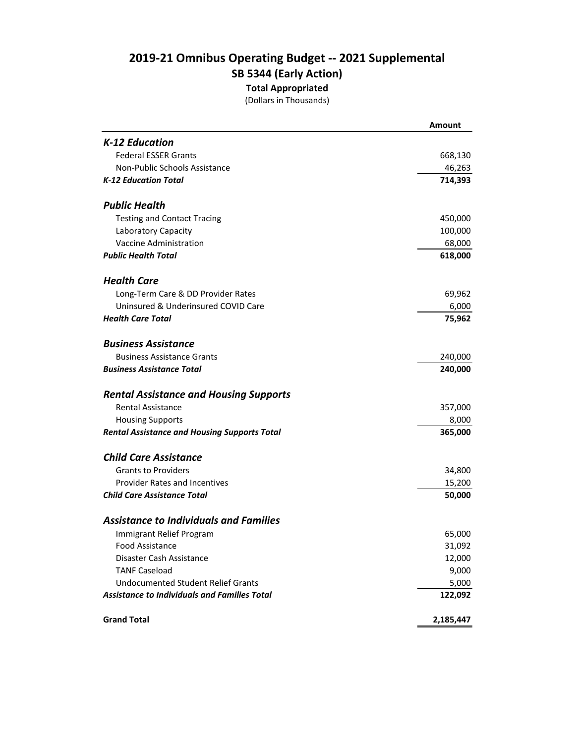# 2019-21 Omnibus Operating Budget -- 2021 Supplemental

## SB 5344 (Early Action)

### Total Appropriated

(Dollars in Thousands)

| | Amount |
|---|---|
| ***K-12 Education*** | |
| Federal ESSER Grants | 668,130 |
| Non-Public Schools Assistance | 46,263 |
| ***K-12 Education Total*** | **714,393** |
| ***Public Health*** | |
| Testing and Contact Tracing | 450,000 |
| Laboratory Capacity | 100,000 |
| Vaccine Administration | 68,000 |
| ***Public Health Total*** | **618,000** |
| ***Health Care*** | |
| Long-Term Care & DD Provider Rates | 69,962 |
| Uninsured & Underinsured COVID Care | 6,000 |
| ***Health Care Total*** | **75,962** |
| ***Business Assistance*** | |
| Business Assistance Grants | 240,000 |
| ***Business Assistance Total*** | **240,000** |
| ***Rental Assistance and Housing Supports*** | |
| Rental Assistance | 357,000 |
| Housing Supports | 8,000 |
| ***Rental Assistance and Housing Supports Total*** | **365,000** |
| ***Child Care Assistance*** | |
| Grants to Providers | 34,800 |
| Provider Rates and Incentives | 15,200 |
| ***Child Care Assistance Total*** | **50,000** |
| ***Assistance to Individuals and Families*** | |
| Immigrant Relief Program | 65,000 |
| Food Assistance | 31,092 |
| Disaster Cash Assistance | 12,000 |
| TANF Caseload | 9,000 |
| Undocumented Student Relief Grants | 5,000 |
| ***Assistance to Individuals and Families Total*** | **122,092** |
| **Grand Total** | **2,185,447** |